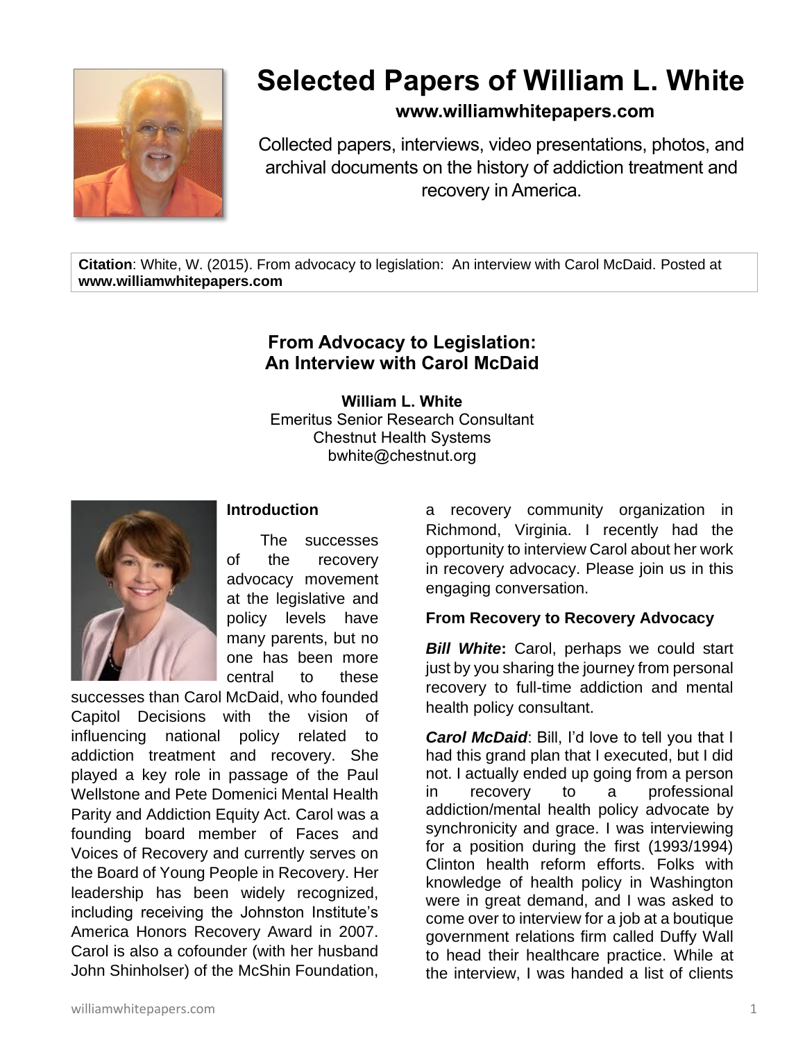# Selected Papers of William L. White

**www.williamwhitepapers.com**

Collected papers, interviews, video presentations, photos, and archival documents on the history of addiction treatment and recovery in America.

**Citation**: White, W. (2015). From advocacy to legislation: An interview with Carol McDaid. Posted at **www.williamwhitepapers.com**

## From Advocacy to Legislation: An Interview with Carol McDaid

**William L. White**
Emeritus Senior Research Consultant
Chestnut Health Systems
bwhite@chestnut.org

### Introduction

The successes of the recovery advocacy movement at the legislative and policy levels have many parents, but no one has been more central to these successes than Carol McDaid, who founded Capitol Decisions with the vision of influencing national policy related to addiction treatment and recovery. She played a key role in passage of the Paul Wellstone and Pete Domenici Mental Health Parity and Addiction Equity Act. Carol was a founding board member of Faces and Voices of Recovery and currently serves on the Board of Young People in Recovery. Her leadership has been widely recognized, including receiving the Johnston Institute's America Honors Recovery Award in 2007. Carol is also a cofounder (with her husband John Shinholser) of the McShin Foundation, a recovery community organization in Richmond, Virginia. I recently had the opportunity to interview Carol about her work in recovery advocacy. Please join us in this engaging conversation.

### From Recovery to Recovery Advocacy

***Bill White*:** Carol, perhaps we could start just by you sharing the journey from personal recovery to full-time addiction and mental health policy consultant.

***Carol McDaid***: Bill, I'd love to tell you that I had this grand plan that I executed, but I did not. I actually ended up going from a person in recovery to a professional addiction/mental health policy advocate by synchronicity and grace. I was interviewing for a position during the first (1993/1994) Clinton health reform efforts. Folks with knowledge of health policy in Washington were in great demand, and I was asked to come over to interview for a job at a boutique government relations firm called Duffy Wall to head their healthcare practice. While at the interview, I was handed a list of clients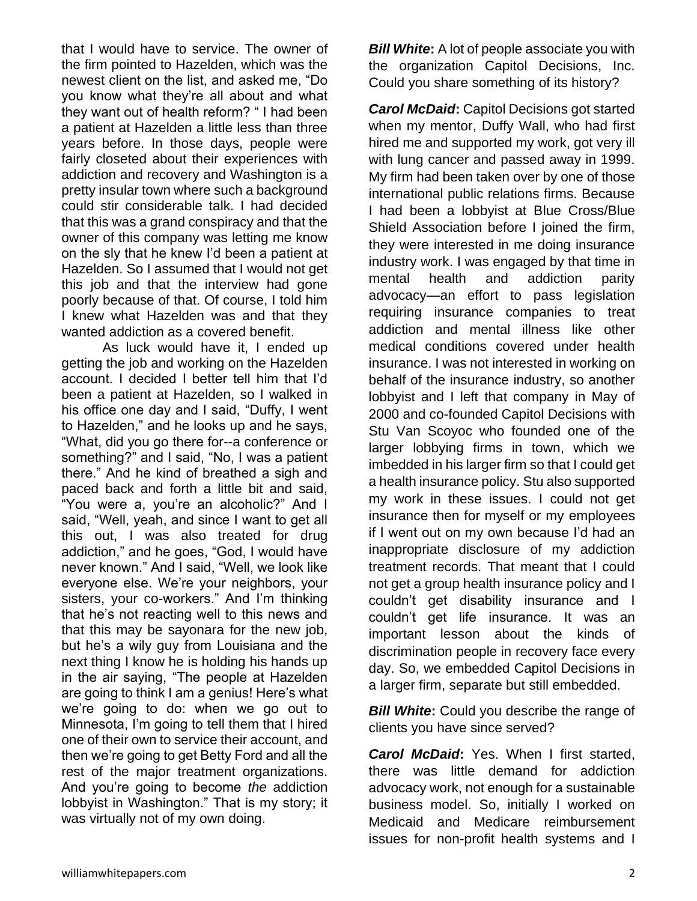that I would have to service. The owner of the firm pointed to Hazelden, which was the newest client on the list, and asked me, "Do you know what they're all about and what they want out of health reform? " I had been a patient at Hazelden a little less than three years before. In those days, people were fairly closeted about their experiences with addiction and recovery and Washington is a pretty insular town where such a background could stir considerable talk. I had decided that this was a grand conspiracy and that the owner of this company was letting me know on the sly that he knew I'd been a patient at Hazelden. So I assumed that I would not get this job and that the interview had gone poorly because of that. Of course, I told him I knew what Hazelden was and that they wanted addiction as a covered benefit.

As luck would have it, I ended up getting the job and working on the Hazelden account. I decided I better tell him that I'd been a patient at Hazelden, so I walked in his office one day and I said, "Duffy, I went to Hazelden," and he looks up and he says, "What, did you go there for--a conference or something?" and I said, "No, I was a patient there." And he kind of breathed a sigh and paced back and forth a little bit and said, "You were a, you're an alcoholic?" And I said, "Well, yeah, and since I want to get all this out, I was also treated for drug addiction," and he goes, "God, I would have never known." And I said, "Well, we look like everyone else. We're your neighbors, your sisters, your co-workers." And I'm thinking that he's not reacting well to this news and that this may be sayonara for the new job, but he's a wily guy from Louisiana and the next thing I know he is holding his hands up in the air saying, "The people at Hazelden are going to think I am a genius! Here's what we're going to do: when we go out to Minnesota, I'm going to tell them that I hired one of their own to service their account, and then we're going to get Betty Ford and all the rest of the major treatment organizations. And you're going to become *the* addiction lobbyist in Washington." That is my story; it was virtually not of my own doing.

***Bill White*:** A lot of people associate you with the organization Capitol Decisions, Inc. Could you share something of its history?

***Carol McDaid*:** Capitol Decisions got started when my mentor, Duffy Wall, who had first hired me and supported my work, got very ill with lung cancer and passed away in 1999. My firm had been taken over by one of those international public relations firms. Because I had been a lobbyist at Blue Cross/Blue Shield Association before I joined the firm, they were interested in me doing insurance industry work. I was engaged by that time in mental health and addiction parity advocacy—an effort to pass legislation requiring insurance companies to treat addiction and mental illness like other medical conditions covered under health insurance. I was not interested in working on behalf of the insurance industry, so another lobbyist and I left that company in May of 2000 and co-founded Capitol Decisions with Stu Van Scoyoc who founded one of the larger lobbying firms in town, which we imbedded in his larger firm so that I could get a health insurance policy. Stu also supported my work in these issues. I could not get insurance then for myself or my employees if I went out on my own because I'd had an inappropriate disclosure of my addiction treatment records. That meant that I could not get a group health insurance policy and I couldn't get disability insurance and I couldn't get life insurance. It was an important lesson about the kinds of discrimination people in recovery face every day. So, we embedded Capitol Decisions in a larger firm, separate but still embedded.

***Bill White*:** Could you describe the range of clients you have since served?

***Carol McDaid*:** Yes. When I first started, there was little demand for addiction advocacy work, not enough for a sustainable business model. So, initially I worked on Medicaid and Medicare reimbursement issues for non-profit health systems and I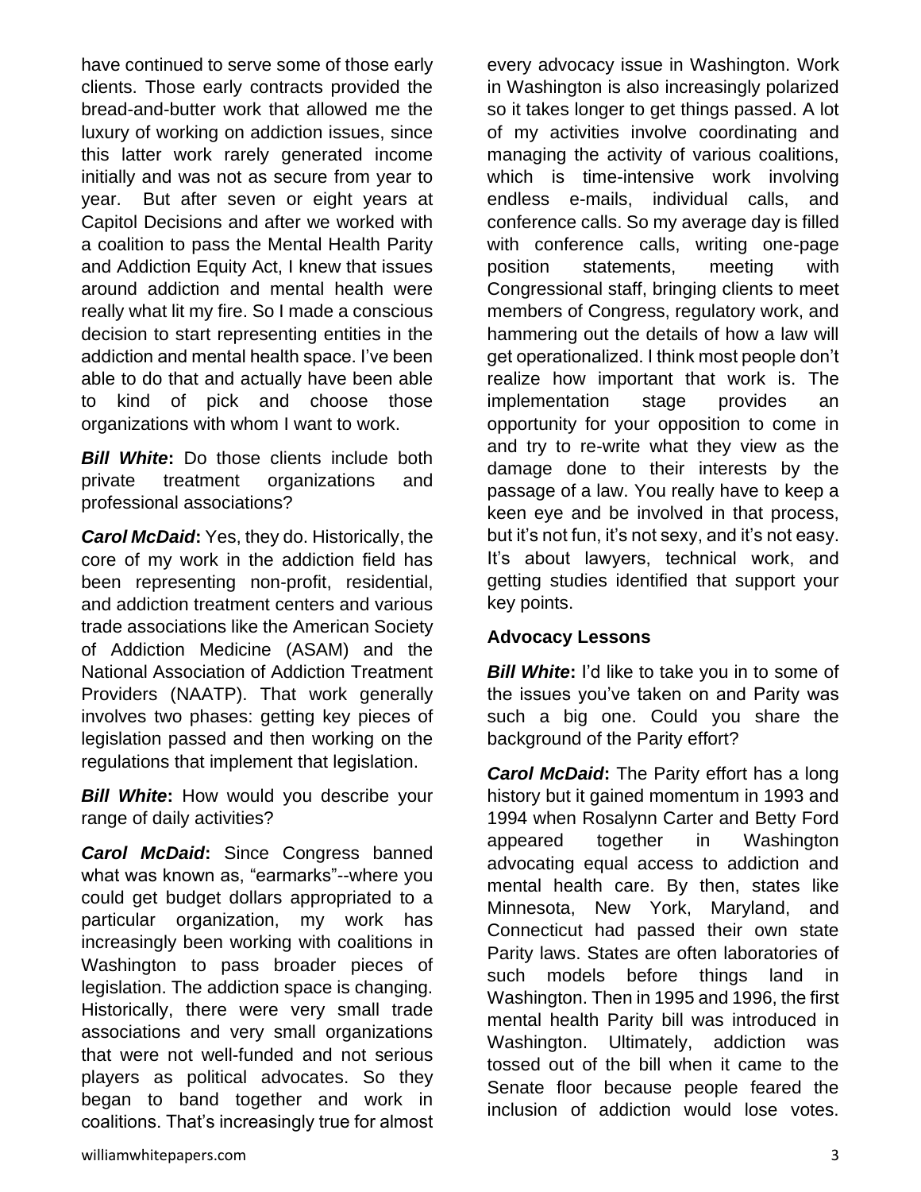have continued to serve some of those early clients. Those early contracts provided the bread-and-butter work that allowed me the luxury of working on addiction issues, since this latter work rarely generated income initially and was not as secure from year to year. But after seven or eight years at Capitol Decisions and after we worked with a coalition to pass the Mental Health Parity and Addiction Equity Act, I knew that issues around addiction and mental health were really what lit my fire. So I made a conscious decision to start representing entities in the addiction and mental health space. I've been able to do that and actually have been able to kind of pick and choose those organizations with whom I want to work.

***Bill White*:** Do those clients include both private treatment organizations and professional associations?

***Carol McDaid*:** Yes, they do. Historically, the core of my work in the addiction field has been representing non-profit, residential, and addiction treatment centers and various trade associations like the American Society of Addiction Medicine (ASAM) and the National Association of Addiction Treatment Providers (NAATP). That work generally involves two phases: getting key pieces of legislation passed and then working on the regulations that implement that legislation.

***Bill White*:** How would you describe your range of daily activities?

***Carol McDaid*:** Since Congress banned what was known as, "earmarks"--where you could get budget dollars appropriated to a particular organization, my work has increasingly been working with coalitions in Washington to pass broader pieces of legislation. The addiction space is changing. Historically, there were very small trade associations and very small organizations that were not well-funded and not serious players as political advocates. So they began to band together and work in coalitions. That's increasingly true for almost every advocacy issue in Washington. Work in Washington is also increasingly polarized so it takes longer to get things passed. A lot of my activities involve coordinating and managing the activity of various coalitions, which is time-intensive work involving endless e-mails, individual calls, and conference calls. So my average day is filled with conference calls, writing one-page position statements, meeting with Congressional staff, bringing clients to meet members of Congress, regulatory work, and hammering out the details of how a law will get operationalized. I think most people don't realize how important that work is. The implementation stage provides an opportunity for your opposition to come in and try to re-write what they view as the damage done to their interests by the passage of a law. You really have to keep a keen eye and be involved in that process, but it's not fun, it's not sexy, and it's not easy. It's about lawyers, technical work, and getting studies identified that support your key points.

## Advocacy Lessons

***Bill White*:** I'd like to take you in to some of the issues you've taken on and Parity was such a big one. Could you share the background of the Parity effort?

***Carol McDaid*:** The Parity effort has a long history but it gained momentum in 1993 and 1994 when Rosalynn Carter and Betty Ford appeared together in Washington advocating equal access to addiction and mental health care. By then, states like Minnesota, New York, Maryland, and Connecticut had passed their own state Parity laws. States are often laboratories of such models before things land in Washington. Then in 1995 and 1996, the first mental health Parity bill was introduced in Washington. Ultimately, addiction was tossed out of the bill when it came to the Senate floor because people feared the inclusion of addiction would lose votes.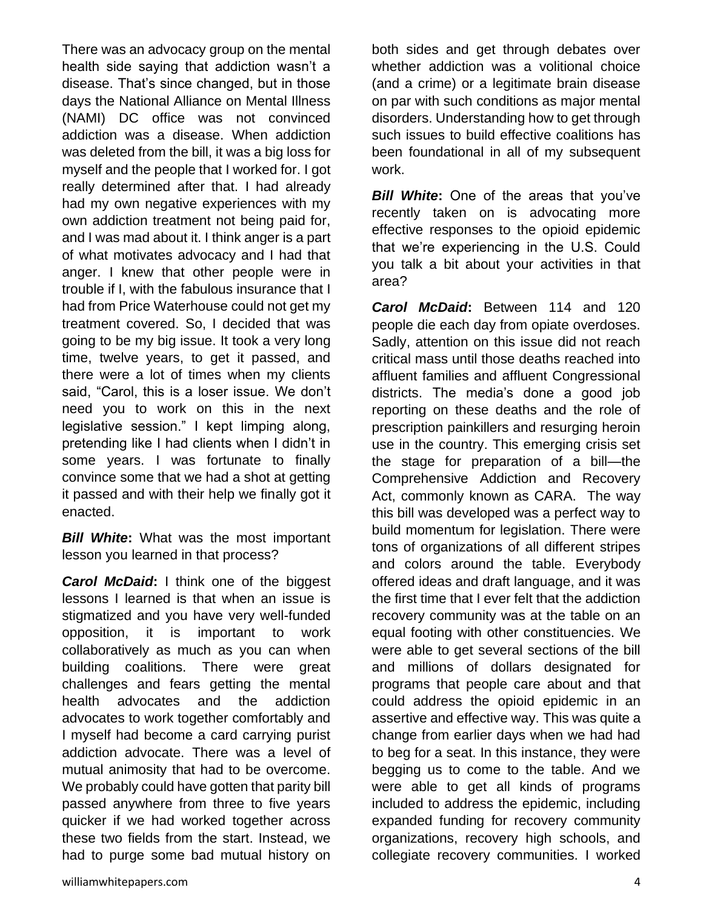There was an advocacy group on the mental health side saying that addiction wasn't a disease. That's since changed, but in those days the National Alliance on Mental Illness (NAMI) DC office was not convinced addiction was a disease. When addiction was deleted from the bill, it was a big loss for myself and the people that I worked for. I got really determined after that. I had already had my own negative experiences with my own addiction treatment not being paid for, and I was mad about it. I think anger is a part of what motivates advocacy and I had that anger. I knew that other people were in trouble if I, with the fabulous insurance that I had from Price Waterhouse could not get my treatment covered. So, I decided that was going to be my big issue. It took a very long time, twelve years, to get it passed, and there were a lot of times when my clients said, "Carol, this is a loser issue. We don't need you to work on this in the next legislative session." I kept limping along, pretending like I had clients when I didn't in some years. I was fortunate to finally convince some that we had a shot at getting it passed and with their help we finally got it enacted.

***Bill White*:** What was the most important lesson you learned in that process?

***Carol McDaid*:** I think one of the biggest lessons I learned is that when an issue is stigmatized and you have very well-funded opposition, it is important to work collaboratively as much as you can when building coalitions. There were great challenges and fears getting the mental health advocates and the addiction advocates to work together comfortably and I myself had become a card carrying purist addiction advocate. There was a level of mutual animosity that had to be overcome. We probably could have gotten that parity bill passed anywhere from three to five years quicker if we had worked together across these two fields from the start. Instead, we had to purge some bad mutual history on both sides and get through debates over whether addiction was a volitional choice (and a crime) or a legitimate brain disease on par with such conditions as major mental disorders. Understanding how to get through such issues to build effective coalitions has been foundational in all of my subsequent work.

***Bill White*:** One of the areas that you've recently taken on is advocating more effective responses to the opioid epidemic that we're experiencing in the U.S. Could you talk a bit about your activities in that area?

***Carol McDaid*:** Between 114 and 120 people die each day from opiate overdoses. Sadly, attention on this issue did not reach critical mass until those deaths reached into affluent families and affluent Congressional districts. The media's done a good job reporting on these deaths and the role of prescription painkillers and resurging heroin use in the country. This emerging crisis set the stage for preparation of a bill—the Comprehensive Addiction and Recovery Act, commonly known as CARA. The way this bill was developed was a perfect way to build momentum for legislation. There were tons of organizations of all different stripes and colors around the table. Everybody offered ideas and draft language, and it was the first time that I ever felt that the addiction recovery community was at the table on an equal footing with other constituencies. We were able to get several sections of the bill and millions of dollars designated for programs that people care about and that could address the opioid epidemic in an assertive and effective way. This was quite a change from earlier days when we had had to beg for a seat. In this instance, they were begging us to come to the table. And we were able to get all kinds of programs included to address the epidemic, including expanded funding for recovery community organizations, recovery high schools, and collegiate recovery communities. I worked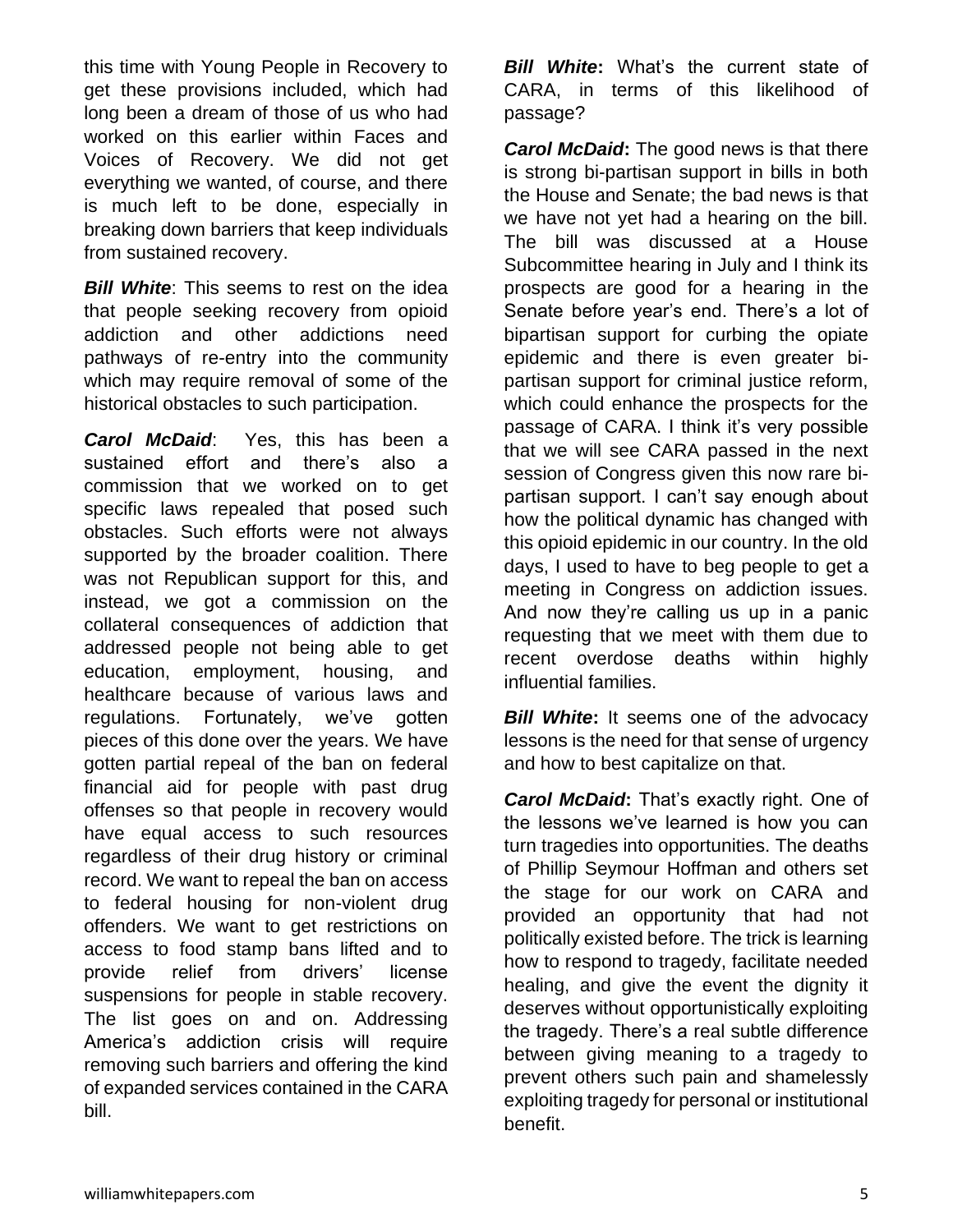this time with Young People in Recovery to get these provisions included, which had long been a dream of those of us who had worked on this earlier within Faces and Voices of Recovery. We did not get everything we wanted, of course, and there is much left to be done, especially in breaking down barriers that keep individuals from sustained recovery.

***Bill White***: This seems to rest on the idea that people seeking recovery from opioid addiction and other addictions need pathways of re-entry into the community which may require removal of some of the historical obstacles to such participation.

***Carol McDaid***: Yes, this has been a sustained effort and there's also a commission that we worked on to get specific laws repealed that posed such obstacles. Such efforts were not always supported by the broader coalition. There was not Republican support for this, and instead, we got a commission on the collateral consequences of addiction that addressed people not being able to get education, employment, housing, and healthcare because of various laws and regulations. Fortunately, we've gotten pieces of this done over the years. We have gotten partial repeal of the ban on federal financial aid for people with past drug offenses so that people in recovery would have equal access to such resources regardless of their drug history or criminal record. We want to repeal the ban on access to federal housing for non-violent drug offenders. We want to get restrictions on access to food stamp bans lifted and to provide relief from drivers' license suspensions for people in stable recovery. The list goes on and on. Addressing America's addiction crisis will require removing such barriers and offering the kind of expanded services contained in the CARA bill.

***Bill White*:** What's the current state of CARA, in terms of this likelihood of passage?

***Carol McDaid*:** The good news is that there is strong bi-partisan support in bills in both the House and Senate; the bad news is that we have not yet had a hearing on the bill. The bill was discussed at a House Subcommittee hearing in July and I think its prospects are good for a hearing in the Senate before year's end. There's a lot of bipartisan support for curbing the opiate epidemic and there is even greater bi-partisan support for criminal justice reform, which could enhance the prospects for the passage of CARA. I think it's very possible that we will see CARA passed in the next session of Congress given this now rare bi-partisan support. I can't say enough about how the political dynamic has changed with this opioid epidemic in our country. In the old days, I used to have to beg people to get a meeting in Congress on addiction issues. And now they're calling us up in a panic requesting that we meet with them due to recent overdose deaths within highly influential families.

***Bill White*:** It seems one of the advocacy lessons is the need for that sense of urgency and how to best capitalize on that.

***Carol McDaid*:** That's exactly right. One of the lessons we've learned is how you can turn tragedies into opportunities. The deaths of Phillip Seymour Hoffman and others set the stage for our work on CARA and provided an opportunity that had not politically existed before. The trick is learning how to respond to tragedy, facilitate needed healing, and give the event the dignity it deserves without opportunistically exploiting the tragedy. There's a real subtle difference between giving meaning to a tragedy to prevent others such pain and shamelessly exploiting tragedy for personal or institutional benefit.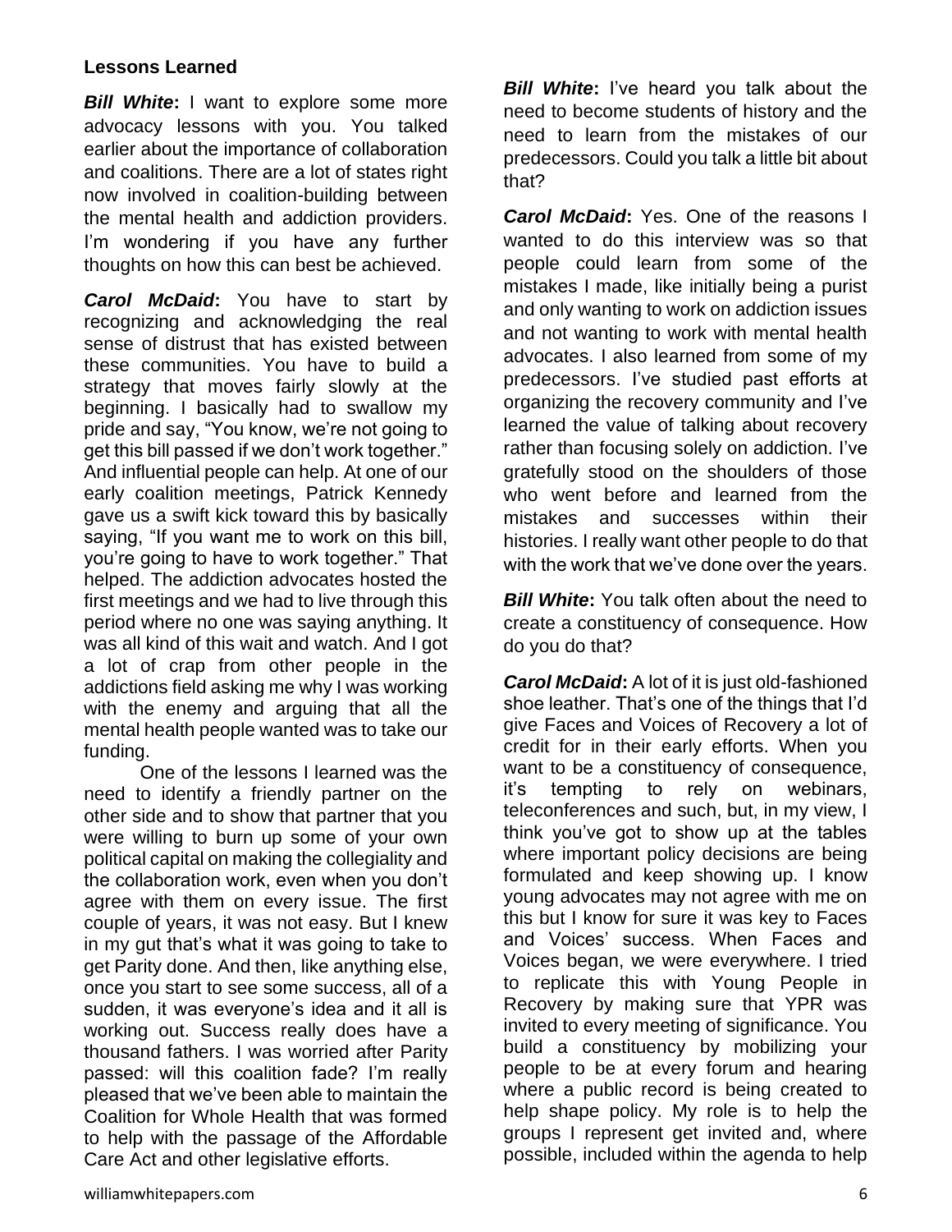### Lessons Learned

***Bill White*:** I want to explore some more advocacy lessons with you. You talked earlier about the importance of collaboration and coalitions. There are a lot of states right now involved in coalition-building between the mental health and addiction providers. I'm wondering if you have any further thoughts on how this can best be achieved.

***Carol McDaid*:** You have to start by recognizing and acknowledging the real sense of distrust that has existed between these communities. You have to build a strategy that moves fairly slowly at the beginning. I basically had to swallow my pride and say, "You know, we're not going to get this bill passed if we don't work together." And influential people can help. At one of our early coalition meetings, Patrick Kennedy gave us a swift kick toward this by basically saying, "If you want me to work on this bill, you're going to have to work together." That helped. The addiction advocates hosted the first meetings and we had to live through this period where no one was saying anything. It was all kind of this wait and watch. And I got a lot of crap from other people in the addictions field asking me why I was working with the enemy and arguing that all the mental health people wanted was to take our funding.

One of the lessons I learned was the need to identify a friendly partner on the other side and to show that partner that you were willing to burn up some of your own political capital on making the collegiality and the collaboration work, even when you don't agree with them on every issue. The first couple of years, it was not easy. But I knew in my gut that's what it was going to take to get Parity done. And then, like anything else, once you start to see some success, all of a sudden, it was everyone's idea and it all is working out. Success really does have a thousand fathers. I was worried after Parity passed: will this coalition fade? I'm really pleased that we've been able to maintain the Coalition for Whole Health that was formed to help with the passage of the Affordable Care Act and other legislative efforts.

***Bill White*:** I've heard you talk about the need to become students of history and the need to learn from the mistakes of our predecessors. Could you talk a little bit about that?

***Carol McDaid*:** Yes. One of the reasons I wanted to do this interview was so that people could learn from some of the mistakes I made, like initially being a purist and only wanting to work on addiction issues and not wanting to work with mental health advocates. I also learned from some of my predecessors. I've studied past efforts at organizing the recovery community and I've learned the value of talking about recovery rather than focusing solely on addiction. I've gratefully stood on the shoulders of those who went before and learned from the mistakes and successes within their histories. I really want other people to do that with the work that we've done over the years.

***Bill White*:** You talk often about the need to create a constituency of consequence. How do you do that?

***Carol McDaid*:** A lot of it is just old-fashioned shoe leather. That's one of the things that I'd give Faces and Voices of Recovery a lot of credit for in their early efforts. When you want to be a constituency of consequence, it's tempting to rely on webinars, teleconferences and such, but, in my view, I think you've got to show up at the tables where important policy decisions are being formulated and keep showing up. I know young advocates may not agree with me on this but I know for sure it was key to Faces and Voices' success. When Faces and Voices began, we were everywhere. I tried to replicate this with Young People in Recovery by making sure that YPR was invited to every meeting of significance. You build a constituency by mobilizing your people to be at every forum and hearing where a public record is being created to help shape policy. My role is to help the groups I represent get invited and, where possible, included within the agenda to help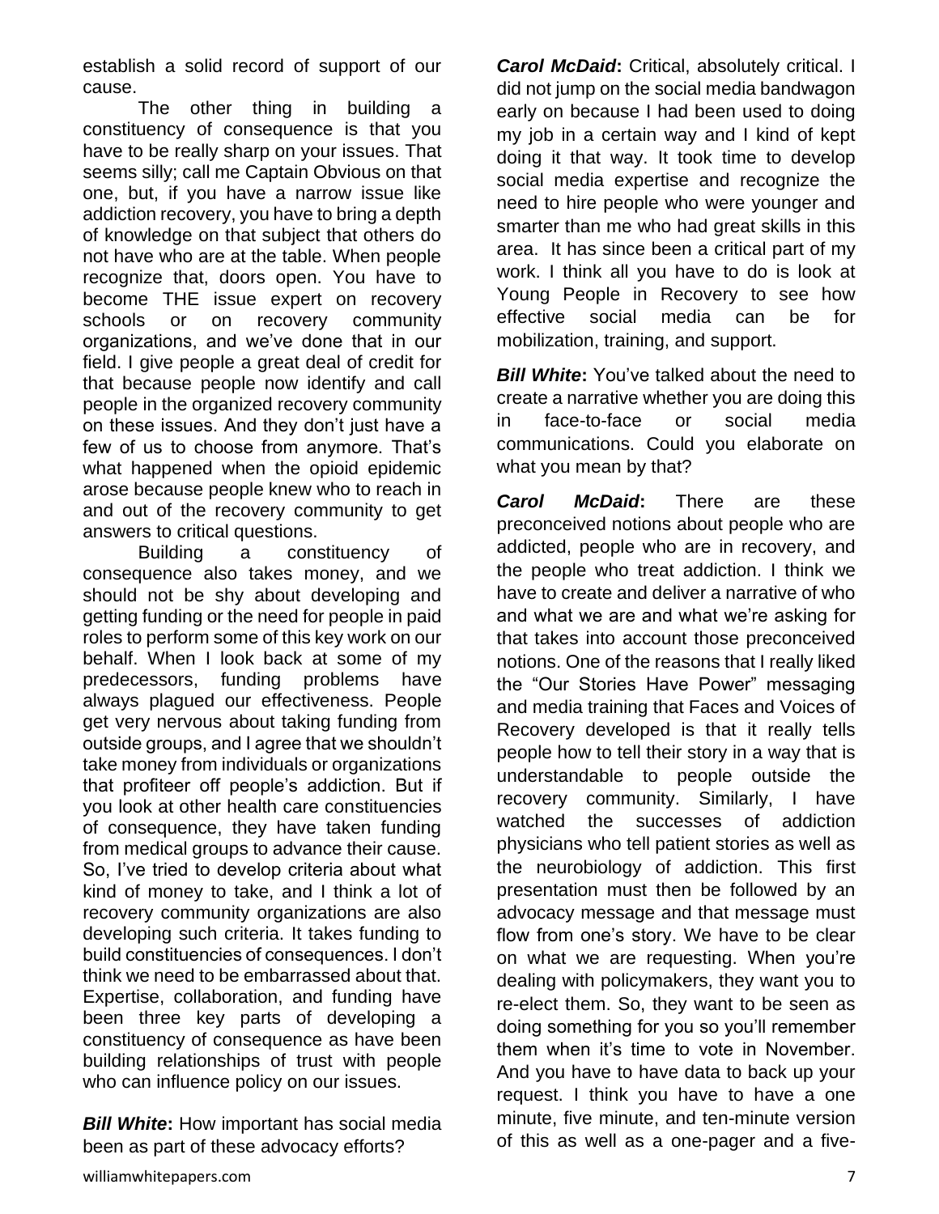establish a solid record of support of our cause.

The other thing in building a constituency of consequence is that you have to be really sharp on your issues. That seems silly; call me Captain Obvious on that one, but, if you have a narrow issue like addiction recovery, you have to bring a depth of knowledge on that subject that others do not have who are at the table. When people recognize that, doors open. You have to become THE issue expert on recovery schools or on recovery community organizations, and we've done that in our field. I give people a great deal of credit for that because people now identify and call people in the organized recovery community on these issues. And they don't just have a few of us to choose from anymore. That's what happened when the opioid epidemic arose because people knew who to reach in and out of the recovery community to get answers to critical questions.

Building a constituency of consequence also takes money, and we should not be shy about developing and getting funding or the need for people in paid roles to perform some of this key work on our behalf. When I look back at some of my predecessors, funding problems have always plagued our effectiveness. People get very nervous about taking funding from outside groups, and I agree that we shouldn't take money from individuals or organizations that profiteer off people's addiction. But if you look at other health care constituencies of consequence, they have taken funding from medical groups to advance their cause. So, I've tried to develop criteria about what kind of money to take, and I think a lot of recovery community organizations are also developing such criteria. It takes funding to build constituencies of consequences. I don't think we need to be embarrassed about that. Expertise, collaboration, and funding have been three key parts of developing a constituency of consequence as have been building relationships of trust with people who can influence policy on our issues.

***Bill White*:** How important has social media been as part of these advocacy efforts?

***Carol McDaid*:** Critical, absolutely critical. I did not jump on the social media bandwagon early on because I had been used to doing my job in a certain way and I kind of kept doing it that way. It took time to develop social media expertise and recognize the need to hire people who were younger and smarter than me who had great skills in this area. It has since been a critical part of my work. I think all you have to do is look at Young People in Recovery to see how effective social media can be for mobilization, training, and support.

***Bill White*:** You've talked about the need to create a narrative whether you are doing this in face-to-face or social media communications. Could you elaborate on what you mean by that?

***Carol McDaid*:** There are these preconceived notions about people who are addicted, people who are in recovery, and the people who treat addiction. I think we have to create and deliver a narrative of who and what we are and what we're asking for that takes into account those preconceived notions. One of the reasons that I really liked the "Our Stories Have Power" messaging and media training that Faces and Voices of Recovery developed is that it really tells people how to tell their story in a way that is understandable to people outside the recovery community. Similarly, I have watched the successes of addiction physicians who tell patient stories as well as the neurobiology of addiction. This first presentation must then be followed by an advocacy message and that message must flow from one's story. We have to be clear on what we are requesting. When you're dealing with policymakers, they want you to re-elect them. So, they want to be seen as doing something for you so you'll remember them when it's time to vote in November. And you have to have data to back up your request. I think you have to have a one minute, five minute, and ten-minute version of this as well as a one-pager and a five-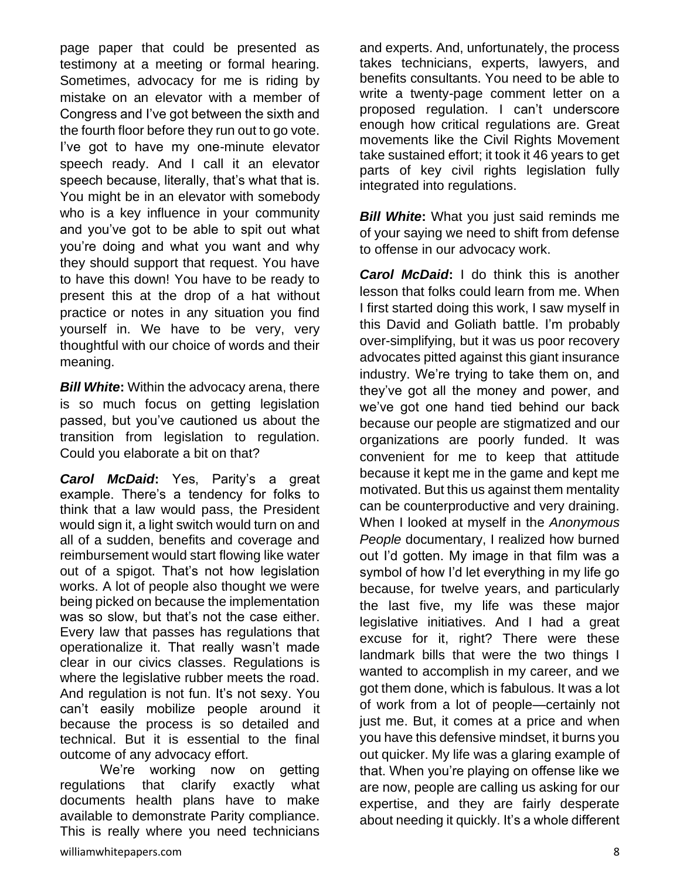page paper that could be presented as testimony at a meeting or formal hearing. Sometimes, advocacy for me is riding by mistake on an elevator with a member of Congress and I've got between the sixth and the fourth floor before they run out to go vote. I've got to have my one-minute elevator speech ready. And I call it an elevator speech because, literally, that's what that is. You might be in an elevator with somebody who is a key influence in your community and you've got to be able to spit out what you're doing and what you want and why they should support that request. You have to have this down! You have to be ready to present this at the drop of a hat without practice or notes in any situation you find yourself in. We have to be very, very thoughtful with our choice of words and their meaning.

***Bill White*:** Within the advocacy arena, there is so much focus on getting legislation passed, but you've cautioned us about the transition from legislation to regulation. Could you elaborate a bit on that?

***Carol McDaid*:** Yes, Parity's a great example. There's a tendency for folks to think that a law would pass, the President would sign it, a light switch would turn on and all of a sudden, benefits and coverage and reimbursement would start flowing like water out of a spigot. That's not how legislation works. A lot of people also thought we were being picked on because the implementation was so slow, but that's not the case either. Every law that passes has regulations that operationalize it. That really wasn't made clear in our civics classes. Regulations is where the legislative rubber meets the road. And regulation is not fun. It's not sexy. You can't easily mobilize people around it because the process is so detailed and technical. But it is essential to the final outcome of any advocacy effort.

We're working now on getting regulations that clarify exactly what documents health plans have to make available to demonstrate Parity compliance. This is really where you need technicians and experts. And, unfortunately, the process takes technicians, experts, lawyers, and benefits consultants. You need to be able to write a twenty-page comment letter on a proposed regulation. I can't underscore enough how critical regulations are. Great movements like the Civil Rights Movement take sustained effort; it took it 46 years to get parts of key civil rights legislation fully integrated into regulations.

***Bill White*:** What you just said reminds me of your saying we need to shift from defense to offense in our advocacy work.

***Carol McDaid*:** I do think this is another lesson that folks could learn from me. When I first started doing this work, I saw myself in this David and Goliath battle. I'm probably over-simplifying, but it was us poor recovery advocates pitted against this giant insurance industry. We're trying to take them on, and they've got all the money and power, and we've got one hand tied behind our back because our people are stigmatized and our organizations are poorly funded. It was convenient for me to keep that attitude because it kept me in the game and kept me motivated. But this us against them mentality can be counterproductive and very draining. When I looked at myself in the *Anonymous People* documentary, I realized how burned out I'd gotten. My image in that film was a symbol of how I'd let everything in my life go because, for twelve years, and particularly the last five, my life was these major legislative initiatives. And I had a great excuse for it, right? There were these landmark bills that were the two things I wanted to accomplish in my career, and we got them done, which is fabulous. It was a lot of work from a lot of people—certainly not just me. But, it comes at a price and when you have this defensive mindset, it burns you out quicker. My life was a glaring example of that. When you're playing on offense like we are now, people are calling us asking for our expertise, and they are fairly desperate about needing it quickly. It's a whole different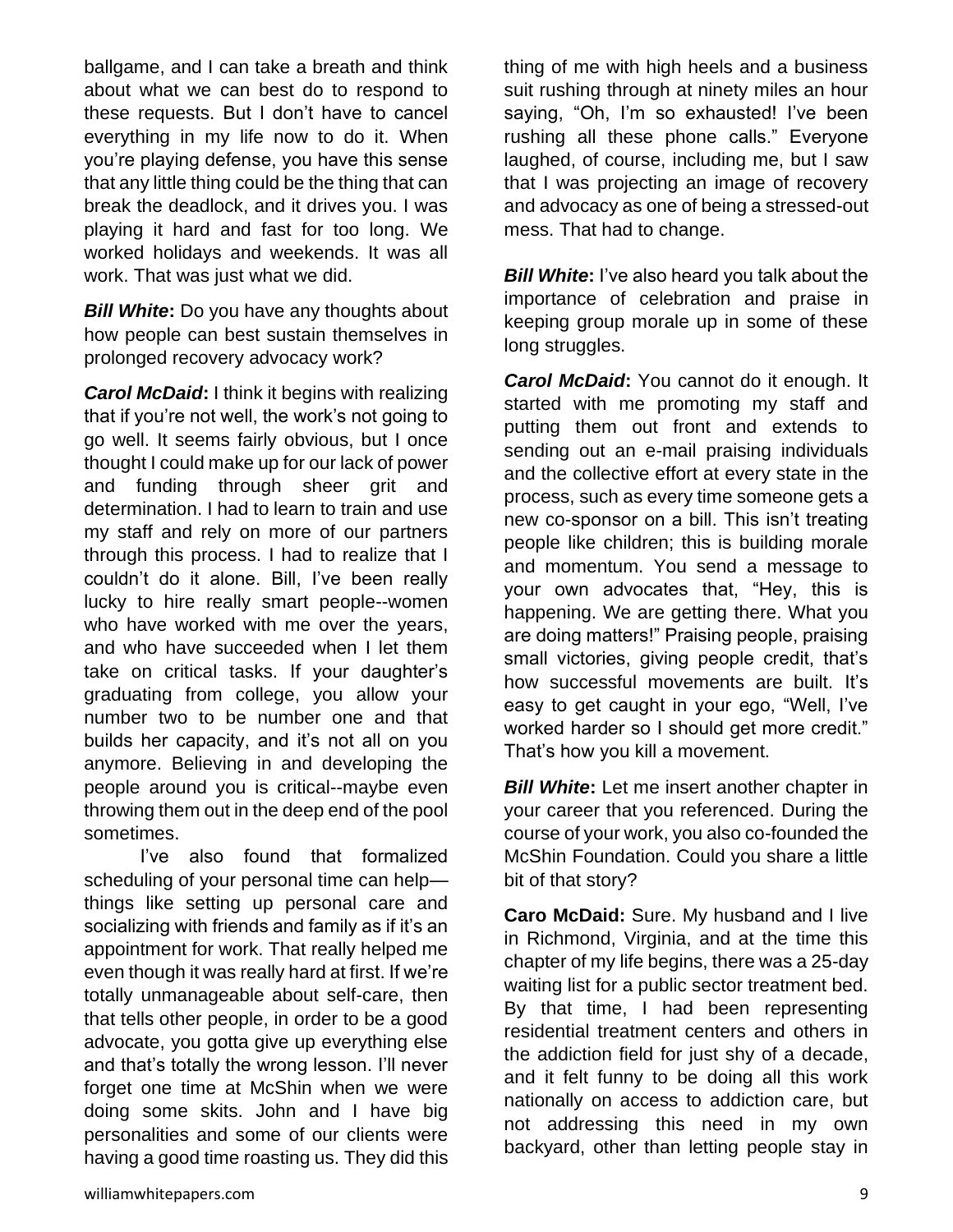ballgame, and I can take a breath and think about what we can best do to respond to these requests. But I don't have to cancel everything in my life now to do it. When you're playing defense, you have this sense that any little thing could be the thing that can break the deadlock, and it drives you. I was playing it hard and fast for too long. We worked holidays and weekends. It was all work. That was just what we did.

***Bill White*:** Do you have any thoughts about how people can best sustain themselves in prolonged recovery advocacy work?

***Carol McDaid*:** I think it begins with realizing that if you're not well, the work's not going to go well. It seems fairly obvious, but I once thought I could make up for our lack of power and funding through sheer grit and determination. I had to learn to train and use my staff and rely on more of our partners through this process. I had to realize that I couldn't do it alone. Bill, I've been really lucky to hire really smart people--women who have worked with me over the years, and who have succeeded when I let them take on critical tasks. If your daughter's graduating from college, you allow your number two to be number one and that builds her capacity, and it's not all on you anymore. Believing in and developing the people around you is critical--maybe even throwing them out in the deep end of the pool sometimes.

I've also found that formalized scheduling of your personal time can help—things like setting up personal care and socializing with friends and family as if it's an appointment for work. That really helped me even though it was really hard at first. If we're totally unmanageable about self-care, then that tells other people, in order to be a good advocate, you gotta give up everything else and that's totally the wrong lesson. I'll never forget one time at McShin when we were doing some skits. John and I have big personalities and some of our clients were having a good time roasting us. They did this thing of me with high heels and a business suit rushing through at ninety miles an hour saying, "Oh, I'm so exhausted! I've been rushing all these phone calls." Everyone laughed, of course, including me, but I saw that I was projecting an image of recovery and advocacy as one of being a stressed-out mess. That had to change.

***Bill White*:** I've also heard you talk about the importance of celebration and praise in keeping group morale up in some of these long struggles.

***Carol McDaid*:** You cannot do it enough. It started with me promoting my staff and putting them out front and extends to sending out an e-mail praising individuals and the collective effort at every state in the process, such as every time someone gets a new co-sponsor on a bill. This isn't treating people like children; this is building morale and momentum. You send a message to your own advocates that, "Hey, this is happening. We are getting there. What you are doing matters!" Praising people, praising small victories, giving people credit, that's how successful movements are built. It's easy to get caught in your ego, "Well, I've worked harder so I should get more credit." That's how you kill a movement.

***Bill White*:** Let me insert another chapter in your career that you referenced. During the course of your work, you also co-founded the McShin Foundation. Could you share a little bit of that story?

**Caro McDaid:** Sure. My husband and I live in Richmond, Virginia, and at the time this chapter of my life begins, there was a 25-day waiting list for a public sector treatment bed. By that time, I had been representing residential treatment centers and others in the addiction field for just shy of a decade, and it felt funny to be doing all this work nationally on access to addiction care, but not addressing this need in my own backyard, other than letting people stay in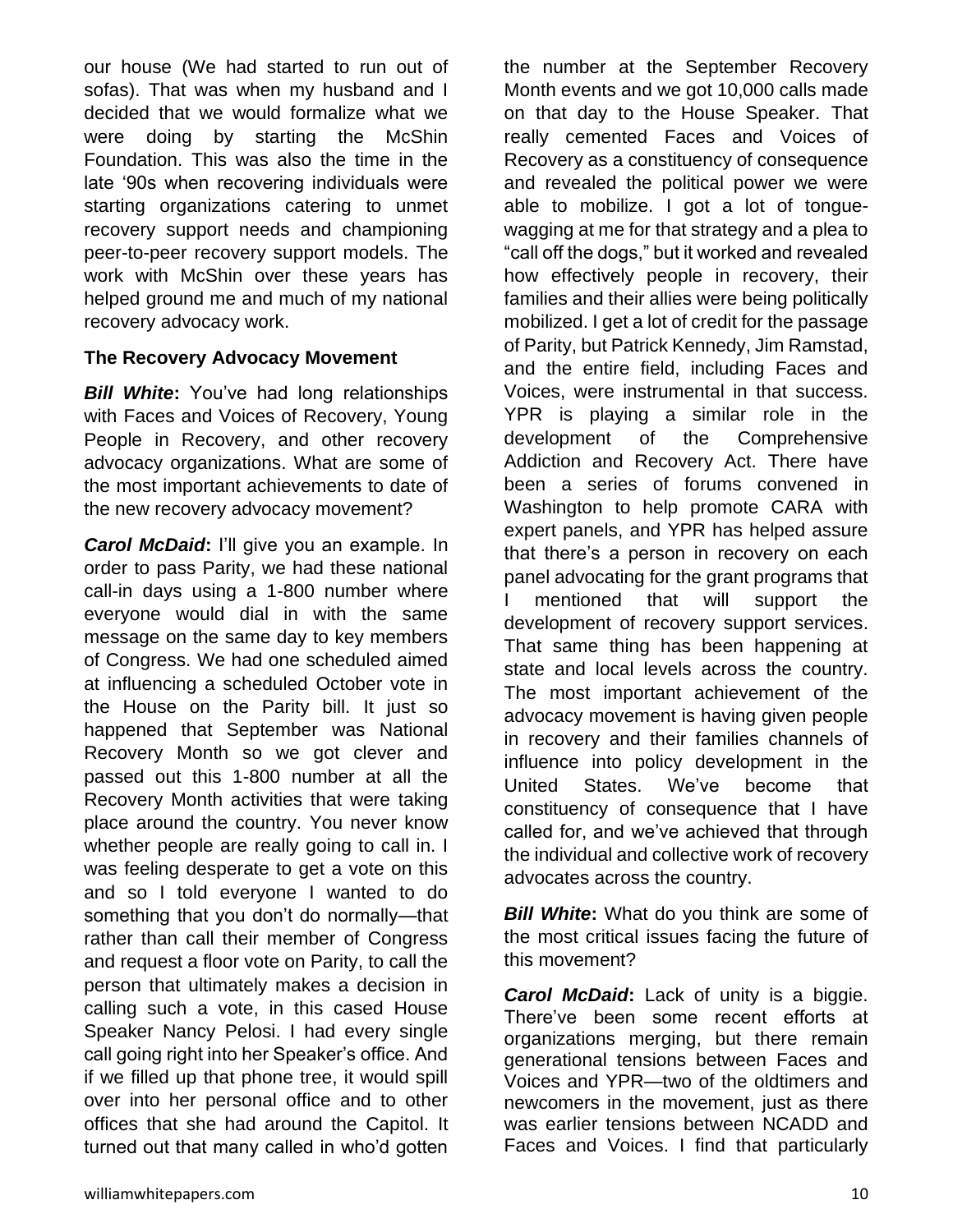our house (We had started to run out of sofas). That was when my husband and I decided that we would formalize what we were doing by starting the McShin Foundation. This was also the time in the late '90s when recovering individuals were starting organizations catering to unmet recovery support needs and championing peer-to-peer recovery support models. The work with McShin over these years has helped ground me and much of my national recovery advocacy work.

### The Recovery Advocacy Movement

***Bill White*:** You've had long relationships with Faces and Voices of Recovery, Young People in Recovery, and other recovery advocacy organizations. What are some of the most important achievements to date of the new recovery advocacy movement?

***Carol McDaid*:** I'll give you an example. In order to pass Parity, we had these national call-in days using a 1-800 number where everyone would dial in with the same message on the same day to key members of Congress. We had one scheduled aimed at influencing a scheduled October vote in the House on the Parity bill. It just so happened that September was National Recovery Month so we got clever and passed out this 1-800 number at all the Recovery Month activities that were taking place around the country. You never know whether people are really going to call in. I was feeling desperate to get a vote on this and so I told everyone I wanted to do something that you don't do normally—that rather than call their member of Congress and request a floor vote on Parity, to call the person that ultimately makes a decision in calling such a vote, in this cased House Speaker Nancy Pelosi. I had every single call going right into her Speaker's office. And if we filled up that phone tree, it would spill over into her personal office and to other offices that she had around the Capitol. It turned out that many called in who'd gotten the number at the September Recovery Month events and we got 10,000 calls made on that day to the House Speaker. That really cemented Faces and Voices of Recovery as a constituency of consequence and revealed the political power we were able to mobilize. I got a lot of tongue-wagging at me for that strategy and a plea to "call off the dogs," but it worked and revealed how effectively people in recovery, their families and their allies were being politically mobilized. I get a lot of credit for the passage of Parity, but Patrick Kennedy, Jim Ramstad, and the entire field, including Faces and Voices, were instrumental in that success. YPR is playing a similar role in the development of the Comprehensive Addiction and Recovery Act. There have been a series of forums convened in Washington to help promote CARA with expert panels, and YPR has helped assure that there's a person in recovery on each panel advocating for the grant programs that I mentioned that will support the development of recovery support services. That same thing has been happening at state and local levels across the country. The most important achievement of the advocacy movement is having given people in recovery and their families channels of influence into policy development in the United States. We've become that constituency of consequence that I have called for, and we've achieved that through the individual and collective work of recovery advocates across the country.

***Bill White*:** What do you think are some of the most critical issues facing the future of this movement?

***Carol McDaid*:** Lack of unity is a biggie. There've been some recent efforts at organizations merging, but there remain generational tensions between Faces and Voices and YPR—two of the oldtimers and newcomers in the movement, just as there was earlier tensions between NCADD and Faces and Voices. I find that particularly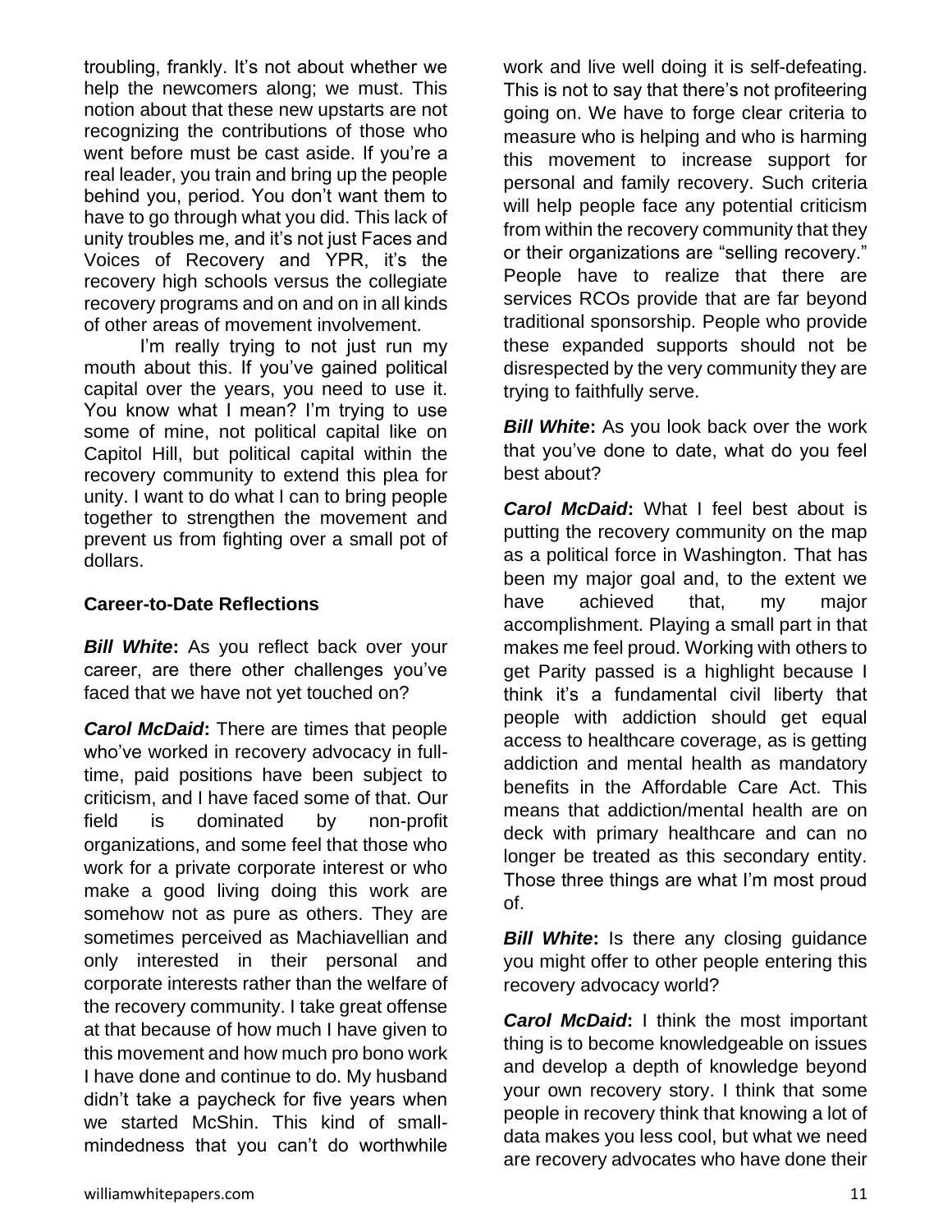troubling, frankly. It's not about whether we help the newcomers along; we must. This notion about that these new upstarts are not recognizing the contributions of those who went before must be cast aside. If you're a real leader, you train and bring up the people behind you, period. You don't want them to have to go through what you did. This lack of unity troubles me, and it's not just Faces and Voices of Recovery and YPR, it's the recovery high schools versus the collegiate recovery programs and on and on in all kinds of other areas of movement involvement.

I'm really trying to not just run my mouth about this. If you've gained political capital over the years, you need to use it. You know what I mean? I'm trying to use some of mine, not political capital like on Capitol Hill, but political capital within the recovery community to extend this plea for unity. I want to do what I can to bring people together to strengthen the movement and prevent us from fighting over a small pot of dollars.

### Career-to-Date Reflections

***Bill White*:** As you reflect back over your career, are there other challenges you've faced that we have not yet touched on?

***Carol McDaid*:** There are times that people who've worked in recovery advocacy in full-time, paid positions have been subject to criticism, and I have faced some of that. Our field is dominated by non-profit organizations, and some feel that those who work for a private corporate interest or who make a good living doing this work are somehow not as pure as others. They are sometimes perceived as Machiavellian and only interested in their personal and corporate interests rather than the welfare of the recovery community. I take great offense at that because of how much I have given to this movement and how much pro bono work I have done and continue to do. My husband didn't take a paycheck for five years when we started McShin. This kind of small-mindedness that you can't do worthwhile work and live well doing it is self-defeating. This is not to say that there's not profiteering going on. We have to forge clear criteria to measure who is helping and who is harming this movement to increase support for personal and family recovery. Such criteria will help people face any potential criticism from within the recovery community that they or their organizations are "selling recovery." People have to realize that there are services RCOs provide that are far beyond traditional sponsorship. People who provide these expanded supports should not be disrespected by the very community they are trying to faithfully serve.

***Bill White*:** As you look back over the work that you've done to date, what do you feel best about?

***Carol McDaid*:** What I feel best about is putting the recovery community on the map as a political force in Washington. That has been my major goal and, to the extent we have achieved that, my major accomplishment. Playing a small part in that makes me feel proud. Working with others to get Parity passed is a highlight because I think it's a fundamental civil liberty that people with addiction should get equal access to healthcare coverage, as is getting addiction and mental health as mandatory benefits in the Affordable Care Act. This means that addiction/mental health are on deck with primary healthcare and can no longer be treated as this secondary entity. Those three things are what I'm most proud of.

***Bill White*:** Is there any closing guidance you might offer to other people entering this recovery advocacy world?

***Carol McDaid*:** I think the most important thing is to become knowledgeable on issues and develop a depth of knowledge beyond your own recovery story. I think that some people in recovery think that knowing a lot of data makes you less cool, but what we need are recovery advocates who have done their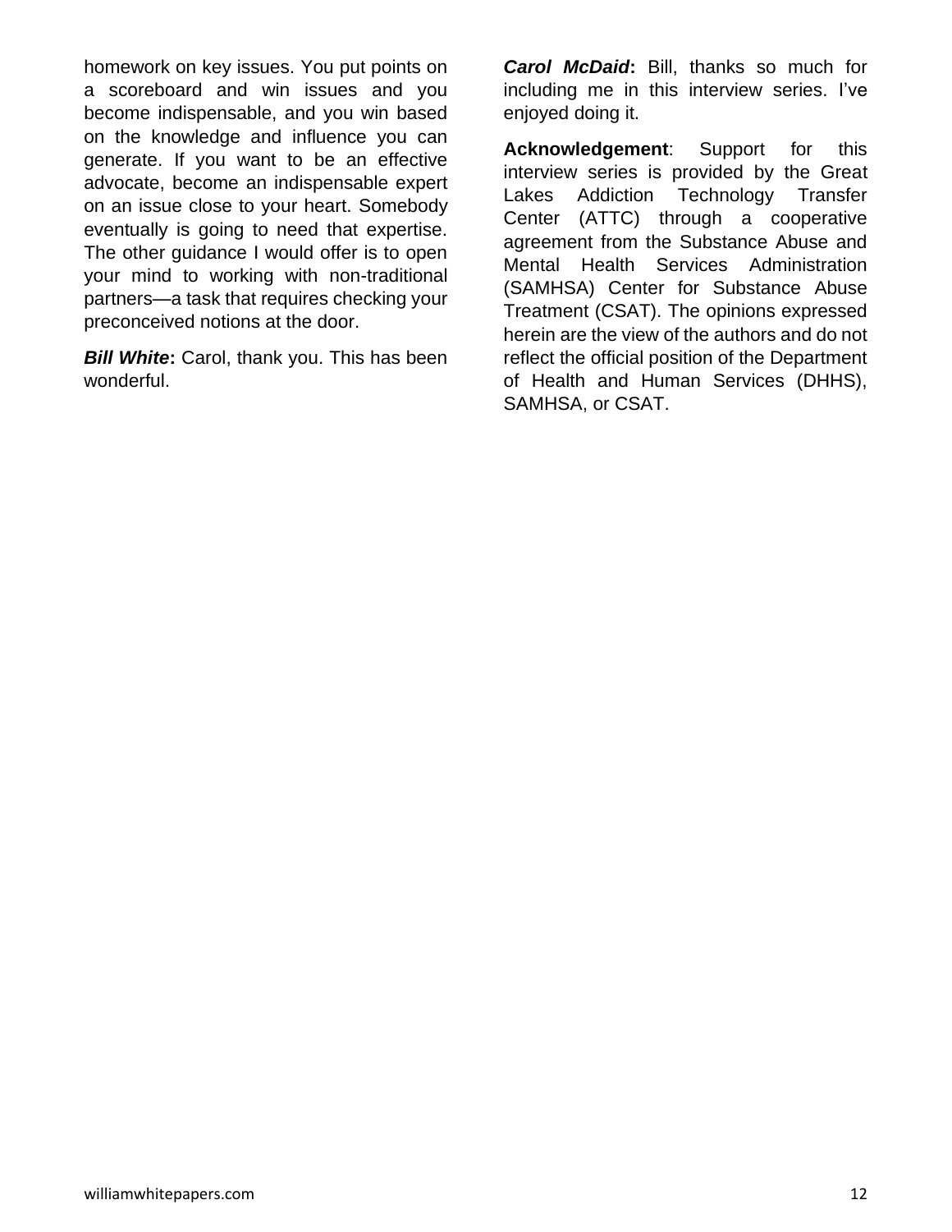homework on key issues. You put points on a scoreboard and win issues and you become indispensable, and you win based on the knowledge and influence you can generate. If you want to be an effective advocate, become an indispensable expert on an issue close to your heart. Somebody eventually is going to need that expertise. The other guidance I would offer is to open your mind to working with non-traditional partners—a task that requires checking your preconceived notions at the door.

***Bill White*:** Carol, thank you. This has been wonderful.

***Carol McDaid*:** Bill, thanks so much for including me in this interview series. I've enjoyed doing it.

**Acknowledgement**: Support for this interview series is provided by the Great Lakes Addiction Technology Transfer Center (ATTC) through a cooperative agreement from the Substance Abuse and Mental Health Services Administration (SAMHSA) Center for Substance Abuse Treatment (CSAT). The opinions expressed herein are the view of the authors and do not reflect the official position of the Department of Health and Human Services (DHHS), SAMHSA, or CSAT.